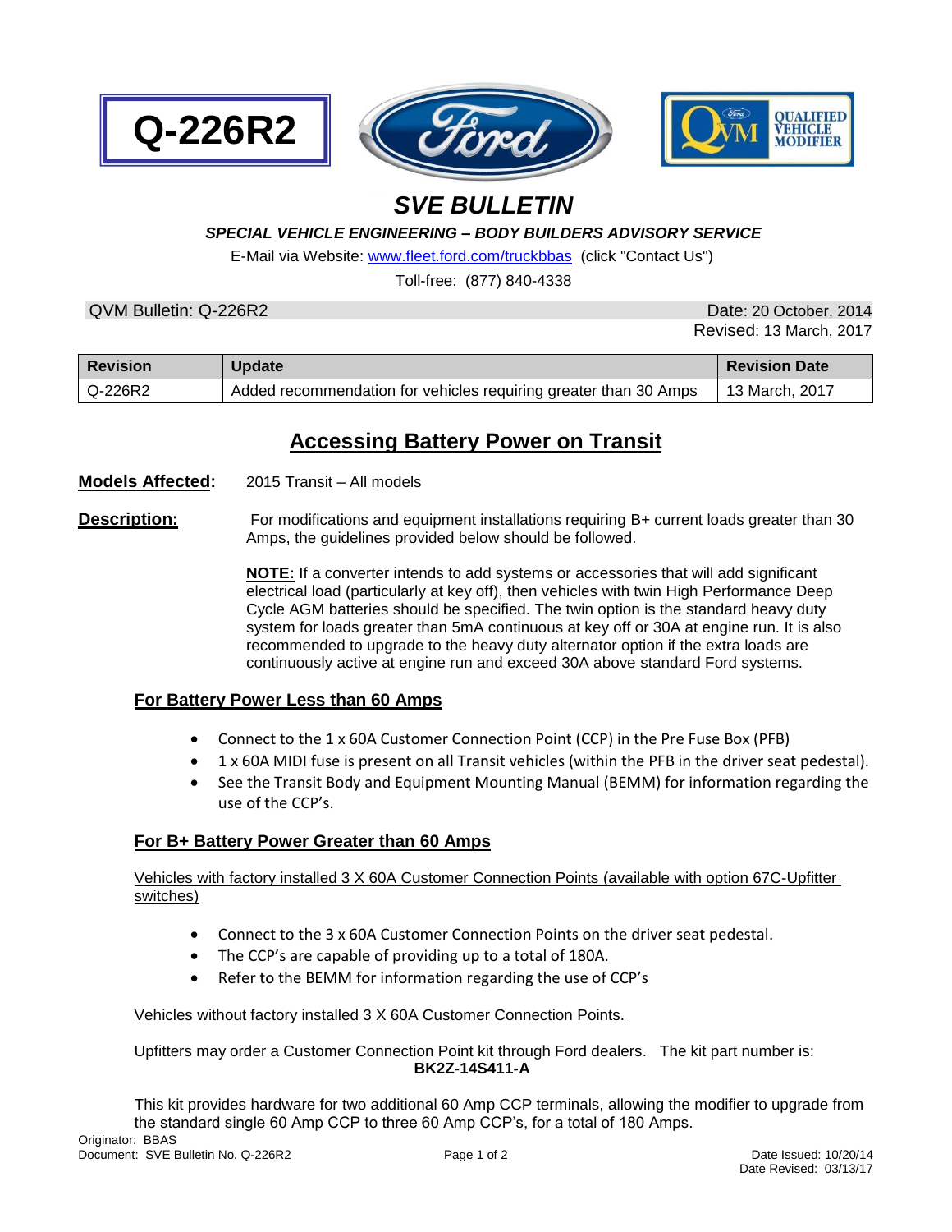**Q-226R2**

# SVE BULLETIN

***SPECIAL VEHICLE ENGINEERING – BODY BUILDERS ADVISORY SERVICE***

E-Mail via Website: www.fleet.ford.com/truckbbas (click "Contact Us")

Toll-free: (877) 840-4338

QVM Bulletin: Q-226R2 — Date: 20 October, 2014

Revised: 13 March, 2017

| Revision | Update | Revision Date |
|---|---|---|
| Q-226R2 | Added recommendation for vehicles requiring greater than 30 Amps | 13 March, 2017 |

## Accessing Battery Power on Transit

**Models Affected:** 2015 Transit – All models

**Description:** For modifications and equipment installations requiring B+ current loads greater than 30 Amps, the guidelines provided below should be followed.

**NOTE:** If a converter intends to add systems or accessories that will add significant electrical load (particularly at key off), then vehicles with twin High Performance Deep Cycle AGM batteries should be specified. The twin option is the standard heavy duty system for loads greater than 5mA continuous at key off or 30A at engine run. It is also recommended to upgrade to the heavy duty alternator option if the extra loads are continuously active at engine run and exceed 30A above standard Ford systems.

### For Battery Power Less than 60 Amps

- Connect to the 1 x 60A Customer Connection Point (CCP) in the Pre Fuse Box (PFB)
- 1 x 60A MIDI fuse is present on all Transit vehicles (within the PFB in the driver seat pedestal).
- See the Transit Body and Equipment Mounting Manual (BEMM) for information regarding the use of the CCP's.

### For B+ Battery Power Greater than 60 Amps

Vehicles with factory installed 3 X 60A Customer Connection Points (available with option 67C-Upfitter switches)

- Connect to the 3 x 60A Customer Connection Points on the driver seat pedestal.
- The CCP's are capable of providing up to a total of 180A.
- Refer to the BEMM for information regarding the use of CCP's

Vehicles without factory installed 3 X 60A Customer Connection Points.

Upfitters may order a Customer Connection Point kit through Ford dealers. The kit part number is: **BK2Z-14S411-A**

This kit provides hardware for two additional 60 Amp CCP terminals, allowing the modifier to upgrade from the standard single 60 Amp CCP to three 60 Amp CCP's, for a total of 180 Amps.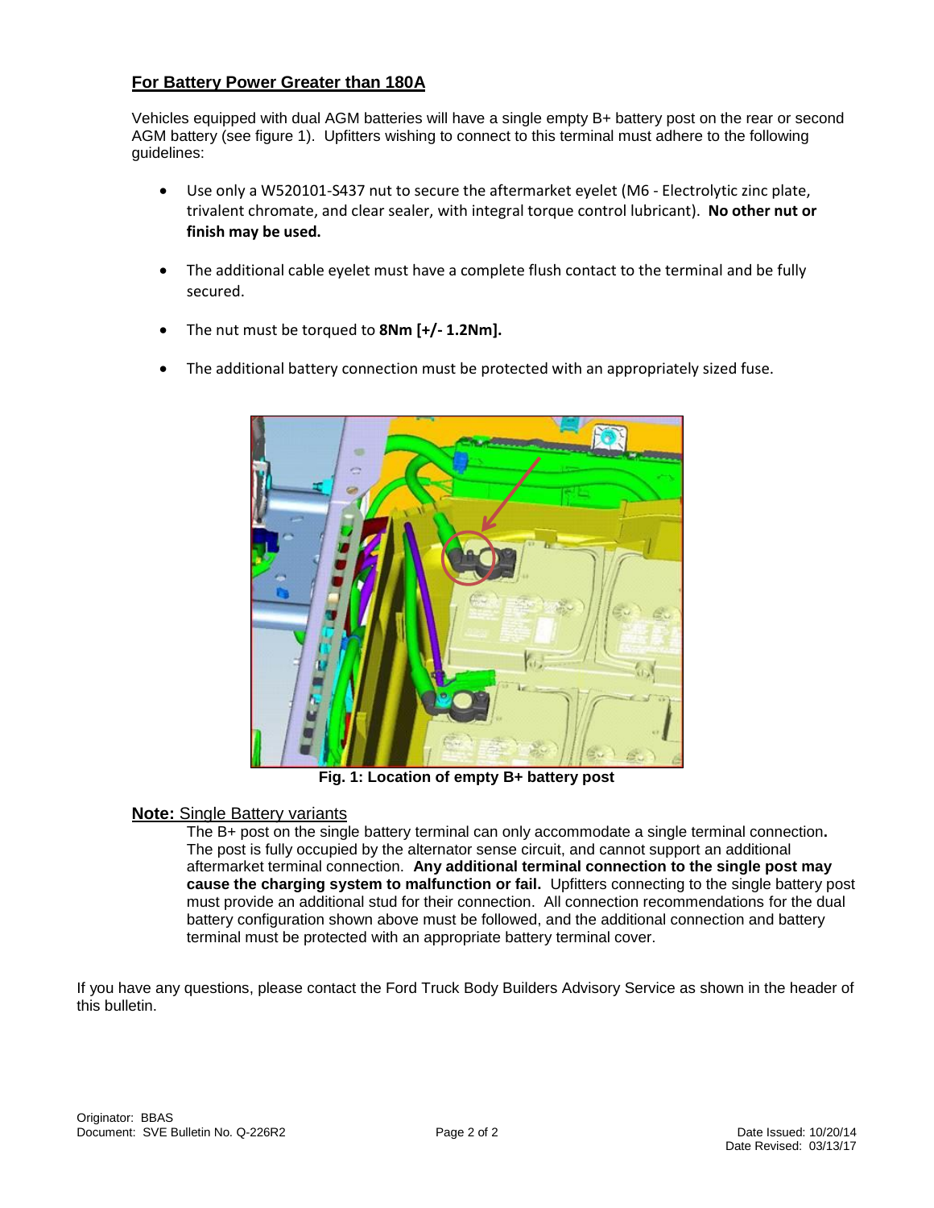## For Battery Power Greater than 180A

Vehicles equipped with dual AGM batteries will have a single empty B+ battery post on the rear or second AGM battery (see figure 1). Upfitters wishing to connect to this terminal must adhere to the following guidelines:

- Use only a W520101-S437 nut to secure the aftermarket eyelet (M6 - Electrolytic zinc plate, trivalent chromate, and clear sealer, with integral torque control lubricant). **No other nut or finish may be used.**
- The additional cable eyelet must have a complete flush contact to the terminal and be fully secured.
- The nut must be torqued to **8Nm [+/- 1.2Nm].**
- The additional battery connection must be protected with an appropriately sized fuse.

**Fig. 1: Location of empty B+ battery post**

**Note:** Single Battery variants

The B+ post on the single battery terminal can only accommodate a single terminal connection**.** The post is fully occupied by the alternator sense circuit, and cannot support an additional aftermarket terminal connection. **Any additional terminal connection to the single post may cause the charging system to malfunction or fail.** Upfitters connecting to the single battery post must provide an additional stud for their connection. All connection recommendations for the dual battery configuration shown above must be followed, and the additional connection and battery terminal must be protected with an appropriate battery terminal cover.

If you have any questions, please contact the Ford Truck Body Builders Advisory Service as shown in the header of this bulletin.

Originator: BBAS
Document: SVE Bulletin No. Q-226R2

Date Issued: 10/20/14
Date Revised: 03/13/17